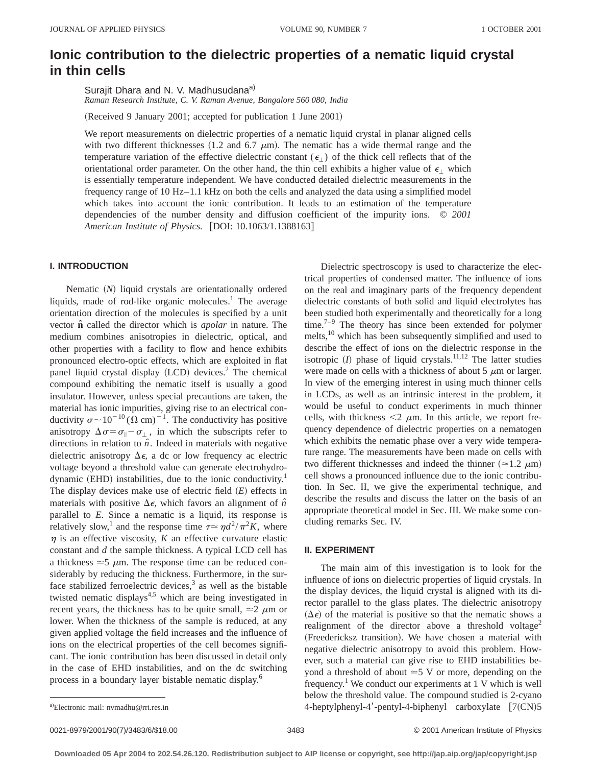# Ionic contribution to the dielectric properties of a nematic liquid crystal in thin cells

Surajit Dhara and N. V. Madhusudana[a)]

*Raman Research Institute, C. V. Raman Avenue, Bangalore 560 080, India*

(Received 9 January 2001; accepted for publication 1 June 2001)

We report measurements on dielectric properties of a nematic liquid crystal in planar aligned cells with two different thicknesses (1.2 and 6.7 $\mu$m). The nematic has a wide thermal range and the temperature variation of the effective dielectric constant ($\epsilon_\perp$) of the thick cell reflects that of the orientational order parameter. On the other hand, the thin cell exhibits a higher value of $\epsilon_\perp$ which is essentially temperature independent. We have conducted detailed dielectric measurements in the frequency range of 10 Hz–1.1 kHz on both the cells and analyzed the data using a simplified model which takes into account the ionic contribution. It leads to an estimation of the temperature dependencies of the number density and diffusion coefficient of the impurity ions. © *2001 American Institute of Physics.* [DOI: 10.1063/1.1388163]

## I. INTRODUCTION

Nematic (*N*) liquid crystals are orientationally ordered liquids, made of rod-like organic molecules.[1] The average orientation direction of the molecules is specified by a unit vector $\hat{\mathbf{n}}$ called the director which is *apolar* in nature. The medium combines anisotropies in dielectric, optical, and other properties with a facility to flow and hence exhibits pronounced electro-optic effects, which are exploited in flat panel liquid crystal display (LCD) devices.[2] The chemical compound exhibiting the nematic itself is usually a good insulator. However, unless special precautions are taken, the material has ionic impurities, giving rise to an electrical conductivity $\sigma \sim 10^{-10}\,(\Omega\,\mathrm{cm})^{-1}$. The conductivity has positive anisotropy $\Delta\sigma = \sigma_\parallel - \sigma_\perp$, in which the subscripts refer to directions in relation to $\hat{n}$. Indeed in materials with negative dielectric anisotropy $\Delta\epsilon$, a dc or low frequency ac electric voltage beyond a threshold value can generate electrohydrodynamic (EHD) instabilities, due to the ionic conductivity.[1] The display devices make use of electric field ($E$) effects in materials with positive $\Delta\epsilon$, which favors an alignment of $\hat{n}$ parallel to $E$. Since a nematic is a liquid, its response is relatively slow,[1] and the response time $\tau \simeq \eta d^2/\pi^2 K$, where $\eta$ is an effective viscosity, $K$ an effective curvature elastic constant and $d$ the sample thickness. A typical LCD cell has a thickness $\simeq 5\,\mu$m. The response time can be reduced considerably by reducing the thickness. Furthermore, in the surface stabilized ferroelectric devices,[3] as well as the bistable twisted nematic displays[4,5] which are being investigated in recent years, the thickness has to be quite small, $\simeq 2\,\mu$m or lower. When the thickness of the sample is reduced, at any given applied voltage the field increases and the influence of ions on the electrical properties of the cell becomes significant. The ionic contribution has been discussed in detail only in the case of EHD instabilities, and on the dc switching process in a boundary layer bistable nematic display.[6]

Dielectric spectroscopy is used to characterize the electrical properties of condensed matter. The influence of ions on the real and imaginary parts of the frequency dependent dielectric constants of both solid and liquid electrolytes has been studied both experimentally and theoretically for a long time.[7–9] The theory has since been extended for polymer melts,[10] which has been subsequently simplified and used to describe the effect of ions on the dielectric response in the isotropic (*I*) phase of liquid crystals.[11,12] The latter studies were made on cells with a thickness of about 5 $\mu$m or larger. In view of the emerging interest in using much thinner cells in LCDs, as well as an intrinsic interest in the problem, it would be useful to conduct experiments in much thinner cells, with thickness $<2\,\mu$m. In this article, we report frequency dependence of dielectric properties on a nematogen which exhibits the nematic phase over a very wide temperature range. The measurements have been made on cells with two different thicknesses and indeed the thinner ($\simeq 1.2\,\mu$m) cell shows a pronounced influence due to the ionic contribution. In Sec. II, we give the experimental technique, and describe the results and discuss the latter on the basis of an appropriate theoretical model in Sec. III. We make some concluding remarks Sec. IV.

## II. EXPERIMENT

The main aim of this investigation is to look for the influence of ions on dielectric properties of liquid crystals. In the display devices, the liquid crystal is aligned with its director parallel to the glass plates. The dielectric anisotropy ($\Delta\epsilon$) of the material is positive so that the nematic shows a realignment of the director above a threshold voltage[2] (Freedericksz transition). We have chosen a material with negative dielectric anisotropy to avoid this problem. However, such a material can give rise to EHD instabilities beyond a threshold of about $\simeq 5$ V or more, depending on the frequency.[1] We conduct our experiments at 1 V which is well below the threshold value. The compound studied is 2-cyano 4-heptylphenyl-4′-pentyl-4-biphenyl carboxylate [7(CN)5

[a)]Electronic mail: nvmadhu@rri.res.in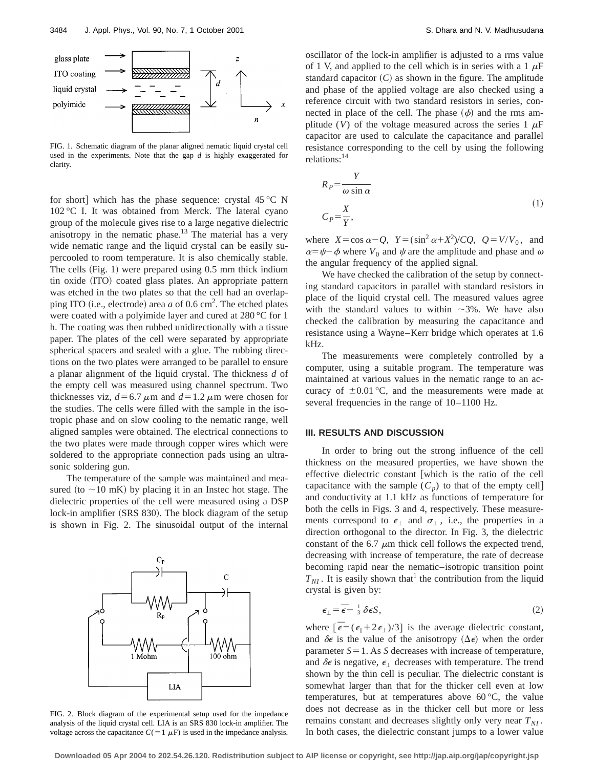FIG. 1. Schematic diagram of the planar aligned nematic liquid crystal cell used in the experiments. Note that the gap $d$ is highly exaggerated for clarity.

for short] which has the phase sequence: crystal 45 °C N 102 °C I. It was obtained from Merck. The lateral cyano group of the molecule gives rise to a large negative dielectric anisotropy in the nematic phase.[13] The material has a very wide nematic range and the liquid crystal can be easily supercooled to room temperature. It is also chemically stable. The cells (Fig. 1) were prepared using 0.5 mm thick indium tin oxide (ITO) coated glass plates. An appropriate pattern was etched in the two plates so that the cell had an overlapping ITO (i.e., electrode) area $a$ of 0.6 cm$^2$. The etched plates were coated with a polyimide layer and cured at 280 °C for 1 h. The coating was then rubbed unidirectionally with a tissue paper. The plates of the cell were separated by appropriate spherical spacers and sealed with a glue. The rubbing directions on the two plates were arranged to be parallel to ensure a planar alignment of the liquid crystal. The thickness $d$ of the empty cell was measured using channel spectrum. Two thicknesses viz, $d=6.7\ \mu$m and $d=1.2\ \mu$m were chosen for the studies. The cells were filled with the sample in the isotropic phase and on slow cooling to the nematic range, well aligned samples were obtained. The electrical connections to the two plates were made through copper wires which were soldered to the appropriate connection pads using an ultrasonic soldering gun.

The temperature of the sample was maintained and measured (to ~10 mK) by placing it in an Instec hot stage. The dielectric properties of the cell were measured using a DSP lock-in amplifier (SRS 830). The block diagram of the setup is shown in Fig. 2. The sinusoidal output of the internal oscillator of the lock-in amplifier is adjusted to a rms value of 1 V, and applied to the cell which is in series with a 1 $\mu$F standard capacitor ($C$) as shown in the figure. The amplitude and phase of the applied voltage are also checked using a reference circuit with two standard resistors in series, connected in place of the cell. The phase ($\phi$) and the rms amplitude ($V$) of the voltage measured across the series 1 $\mu$F capacitor are used to calculate the capacitance and parallel resistance corresponding to the cell by using the following relations:[14]

$$R_P = \frac{Y}{\omega \sin \alpha}$$
$$C_P = \frac{X}{Y}, \tag{1}$$

where $X = \cos \alpha - Q$, $Y = (\sin^2 \alpha + X^2)/CQ$, $Q = V/V_0$, and $\alpha = \psi - \phi$ where $V_0$ and $\psi$ are the amplitude and phase and $\omega$ the angular frequency of the applied signal.

We have checked the calibration of the setup by connecting standard capacitors in parallel with standard resistors in place of the liquid crystal cell. The measured values agree with the standard values to within ~3%. We have also checked the calibration by measuring the capacitance and resistance using a Wayne–Kerr bridge which operates at 1.6 kHz.

The measurements were completely controlled by a computer, using a suitable program. The temperature was maintained at various values in the nematic range to an accuracy of ±0.01 °C, and the measurements were made at several frequencies in the range of 10–1100 Hz.

FIG. 2. Block diagram of the experimental setup used for the impedance analysis of the liquid crystal cell. LIA is an SRS 830 lock-in amplifier. The voltage across the capacitance $C(=1\ \mu$F) is used in the impedance analysis.

## III. RESULTS AND DISCUSSION

In order to bring out the strong influence of the cell thickness on the measured properties, we have shown the effective dielectric constant [which is the ratio of the cell capacitance with the sample ($C_p$) to that of the empty cell] and conductivity at 1.1 kHz as functions of temperature for both the cells in Figs. 3 and 4, respectively. These measurements correspond to $\epsilon_\perp$ and $\sigma_\perp$, i.e., the properties in a direction orthogonal to the director. In Fig. 3, the dielectric constant of the 6.7 $\mu$m thick cell follows the expected trend, decreasing with increase of temperature, the rate of decrease becoming rapid near the nematic–isotropic transition point $T_{NI}$. It is easily shown that[1] the contribution from the liquid crystal is given by:

$$\epsilon_\perp = \bar{\epsilon} - \tfrac{1}{3}\,\delta\epsilon S, \tag{2}$$

where $[\bar{\epsilon} = (\epsilon_\parallel + 2\epsilon_\perp)/3]$ is the average dielectric constant, and $\delta\epsilon$ is the value of the anisotropy ($\Delta\epsilon$) when the order parameter $S=1$. As $S$ decreases with increase of temperature, and $\delta\epsilon$ is negative, $\epsilon_\perp$ decreases with temperature. The trend shown by the thin cell is peculiar. The dielectric constant is somewhat larger than that for the thicker cell even at low temperatures, but at temperatures above 60 °C, the value does not decrease as in the thicker cell but more or less remains constant and decreases slightly only very near $T_{NI}$. In both cases, the dielectric constant jumps to a lower value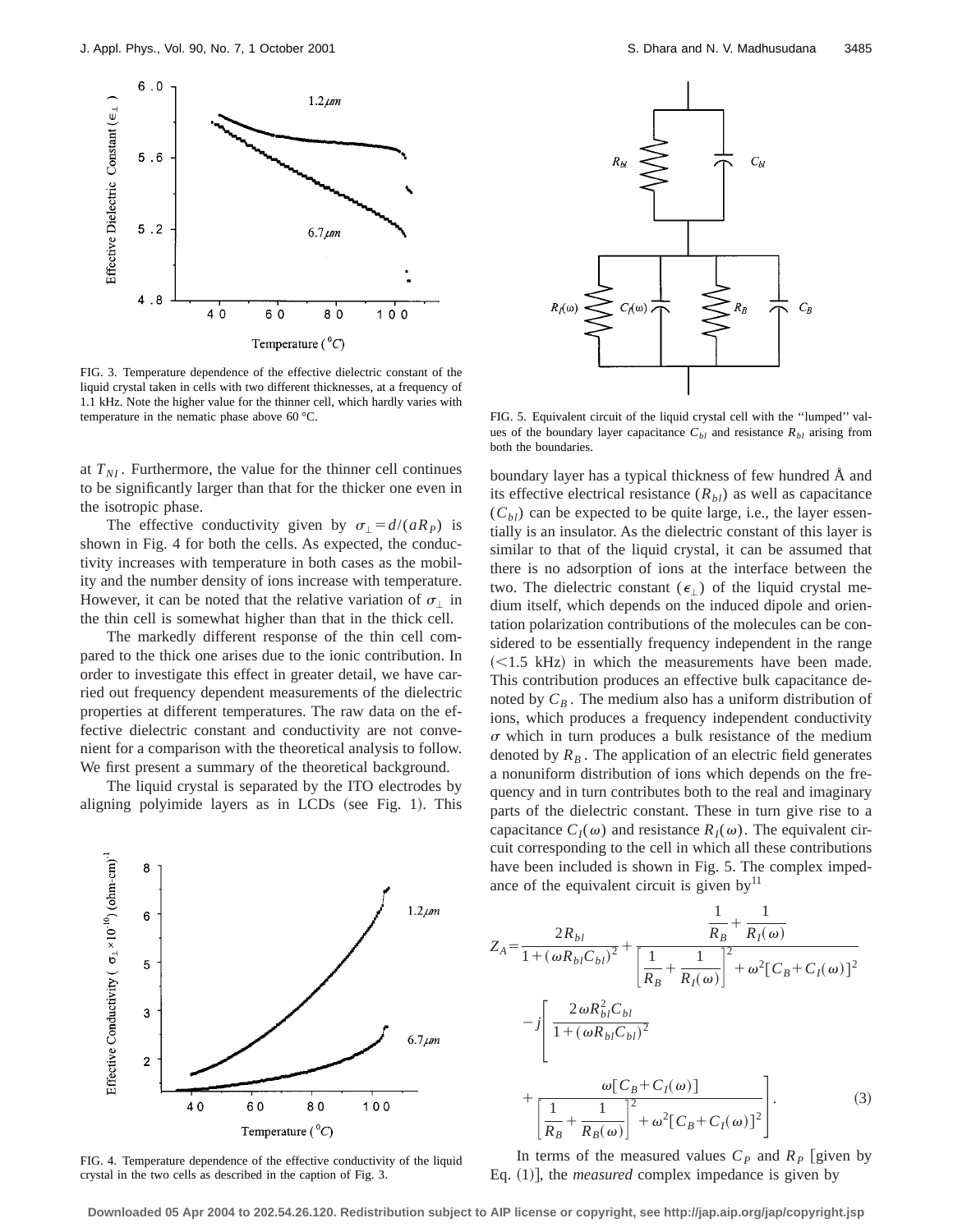FIG. 3. Temperature dependence of the effective dielectric constant of the liquid crystal taken in cells with two different thicknesses, at a frequency of 1.1 kHz. Note the higher value for the thinner cell, which hardly varies with temperature in the nematic phase above 60 °C.

at $T_{NI}$. Furthermore, the value for the thinner cell continues to be significantly larger than that for the thicker one even in the isotropic phase.

The effective conductivity given by $\sigma_{\perp} = d/(aR_P)$ is shown in Fig. 4 for both the cells. As expected, the conductivity increases with temperature in both cases as the mobility and the number density of ions increase with temperature. However, it can be noted that the relative variation of $\sigma_{\perp}$ in the thin cell is somewhat higher than that in the thick cell.

The markedly different response of the thin cell compared to the thick one arises due to the ionic contribution. In order to investigate this effect in greater detail, we have carried out frequency dependent measurements of the dielectric properties at different temperatures. The raw data on the effective dielectric constant and conductivity are not convenient for a comparison with the theoretical analysis to follow. We first present a summary of the theoretical background.

The liquid crystal is separated by the ITO electrodes by aligning polyimide layers as in LCDs (see Fig. 1). This boundary layer has a typical thickness of few hundred Å and its effective electrical resistance ($R_{bl}$) as well as capacitance ($C_{bl}$) can be expected to be quite large, i.e., the layer essentially is an insulator. As the dielectric constant of this layer is similar to that of the liquid crystal, it can be assumed that there is no adsorption of ions at the interface between the two. The dielectric constant ($\epsilon_{\perp}$) of the liquid crystal medium itself, which depends on the induced dipole and orientation polarization contributions of the molecules can be considered to be essentially frequency independent in the range (<1.5 kHz) in which the measurements have been made. This contribution produces an effective bulk capacitance denoted by $C_B$. The medium also has a uniform distribution of ions, which produces a frequency independent conductivity $\sigma$ which in turn produces a bulk resistance of the medium denoted by $R_B$. The application of an electric field generates a nonuniform distribution of ions which depends on the frequency and in turn contributes both to the real and imaginary parts of the dielectric constant. These in turn give rise to a capacitance $C_I(\omega)$ and resistance $R_I(\omega)$. The equivalent circuit corresponding to the cell in which all these contributions have been included is shown in Fig. 5. The complex impedance of the equivalent circuit is given by[11]

FIG. 4. Temperature dependence of the effective conductivity of the liquid crystal in the two cells as described in the caption of Fig. 3.

FIG. 5. Equivalent circuit of the liquid crystal cell with the "lumped" values of the boundary layer capacitance $C_{bl}$ and resistance $R_{bl}$ arising from both the boundaries.

$$
\begin{aligned}
Z_A = {} & \frac{2R_{bl}}{1+(\omega R_{bl}C_{bl})^2} + \frac{\dfrac{1}{R_B}+\dfrac{1}{R_I(\omega)}}{\left[\dfrac{1}{R_B}+\dfrac{1}{R_I(\omega)}\right]^2 + \omega^2[C_B + C_I(\omega)]^2} \\
& - j\left[\frac{2\omega R_{bl}^2 C_{bl}}{1+(\omega R_{bl}C_{bl})^2} + \frac{\omega[C_B + C_I(\omega)]}{\left[\dfrac{1}{R_B}+\dfrac{1}{R_B(\omega)}\right]^2 + \omega^2[C_B + C_I(\omega)]^2}\right]. \qquad (3)
\end{aligned}
$$

In terms of the measured values $C_P$ and $R_P$ [given by Eq. (1)], the *measured* complex impedance is given by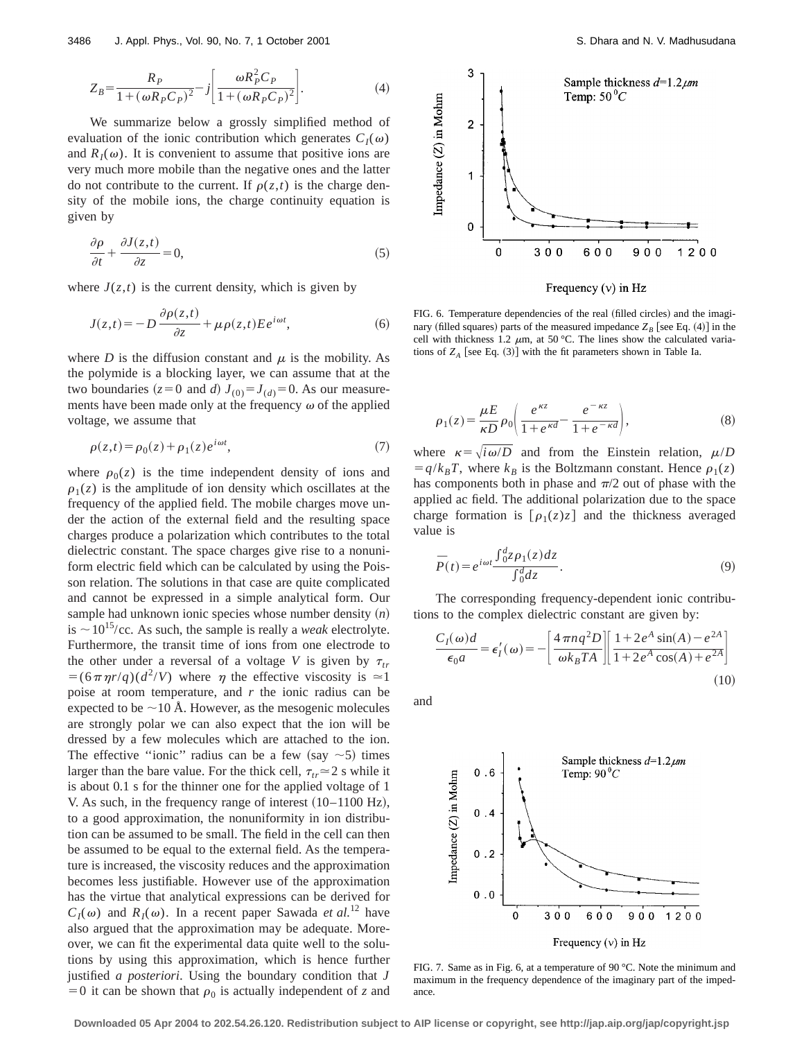$$Z_B = \frac{R_P}{1+(\omega R_P C_P)^2} - j\left[\frac{\omega R_P^2 C_P}{1+(\omega R_P C_P)^2}\right]. \tag{4}$$

We summarize below a grossly simplified method of evaluation of the ionic contribution which generates $C_I(\omega)$ and $R_I(\omega)$. It is convenient to assume that positive ions are very much more mobile than the negative ones and the latter do not contribute to the current. If $\rho(z,t)$ is the charge density of the mobile ions, the charge continuity equation is given by

$$\frac{\partial \rho}{\partial t} + \frac{\partial J(z,t)}{\partial z} = 0, \tag{5}$$

where $J(z,t)$ is the current density, which is given by

$$J(z,t) = -D\frac{\partial \rho(z,t)}{\partial z} + \mu \rho(z,t) E e^{i\omega t}, \tag{6}$$

where $D$ is the diffusion constant and $\mu$ is the mobility. As the polymide is a blocking layer, we can assume that at the two boundaries ($z=0$ and $d$) $J_{(0)} = J_{(d)} = 0$. As our measurements have been made only at the frequency $\omega$ of the applied voltage, we assume that

$$\rho(z,t) = \rho_0(z) + \rho_1(z) e^{i\omega t}, \tag{7}$$

where $\rho_0(z)$ is the time independent density of ions and $\rho_1(z)$ is the amplitude of ion density which oscillates at the frequency of the applied field. The mobile charges move under the action of the external field and the resulting space charges produce a polarization which contributes to the total dielectric constant. The space charges give rise to a nonuniform electric field which can be calculated by using the Poisson relation. The solutions in that case are quite complicated and cannot be expressed in a simple analytical form. Our sample had unknown ionic species whose number density ($n$) is $\sim 10^{15}$/cc. As such, the sample is really a *weak* electrolyte. Furthermore, the transit time of ions from one electrode to the other under a reversal of a voltage $V$ is given by $\tau_{tr} = (6\pi\eta r/q)(d^2/V)$ where $\eta$ the effective viscosity is $\simeq 1$ poise at room temperature, and $r$ the ionic radius can be expected to be $\sim 10$ Å. However, as the mesogenic molecules are strongly polar we can also expect that the ion will be dressed by a few molecules which are attached to the ion. The effective "ionic" radius can be a few (say $\sim 5$) times larger than the bare value. For the thick cell, $\tau_{tr} \simeq 2$ s while it is about 0.1 s for the thinner one for the applied voltage of 1 V. As such, in the frequency range of interest (10–1100 Hz), to a good approximation, the nonuniformity in ion distribution can be assumed to be small. The field in the cell can then be assumed to be equal to the external field. As the temperature is increased, the viscosity reduces and the approximation becomes less justifiable. However use of the approximation has the virtue that analytical expressions can be derived for $C_I(\omega)$ and $R_I(\omega)$. In a recent paper Sawada *et al.*[12] have also argued that the approximation may be adequate. Moreover, we can fit the experimental data quite well to the solutions by using this approximation, which is hence further justified *a posteriori*. Using the boundary condition that $J = 0$ it can be shown that $\rho_0$ is actually independent of $z$ and

FIG. 6. Temperature dependencies of the real (filled circles) and the imaginary (filled squares) parts of the measured impedance $Z_B$ [see Eq. (4)] in the cell with thickness 1.2 μm, at 50 °C. The lines show the calculated variations of $Z_A$ [see Eq. (3)] with the fit parameters shown in Table Ia.

$$\rho_1(z) = \frac{\mu E}{\kappa D}\rho_0\left(\frac{e^{\kappa z}}{1+e^{\kappa d}} - \frac{e^{-\kappa z}}{1+e^{-\kappa d}}\right), \tag{8}$$

where $\kappa = \sqrt{i\omega/D}$ and from the Einstein relation, $\mu/D = q/k_B T$, where $k_B$ is the Boltzmann constant. Hence $\rho_1(z)$ has components both in phase and $\pi/2$ out of phase with the applied ac field. The additional polarization due to the space charge formation is $[\rho_1(z)z]$ and the thickness averaged value is

$$\overline{P}(t) = e^{i\omega t}\frac{\int_0^d z\rho_1(z)dz}{\int_0^d dz}. \tag{9}$$

The corresponding frequency-dependent ionic contributions to the complex dielectric constant are given by:

$$\frac{C_I(\omega)d}{\epsilon_0 a} = \epsilon_I'(\omega) = -\left[\frac{4\pi n q^2 D}{\omega k_B T A}\right]\left[\frac{1+2e^A\sin(A) - e^{2A}}{1+2e^A\cos(A)+e^{2A}}\right] \tag{10}$$

and

FIG. 7. Same as in Fig. 6, at a temperature of 90 °C. Note the minimum and maximum in the frequency dependence of the imaginary part of the impedance.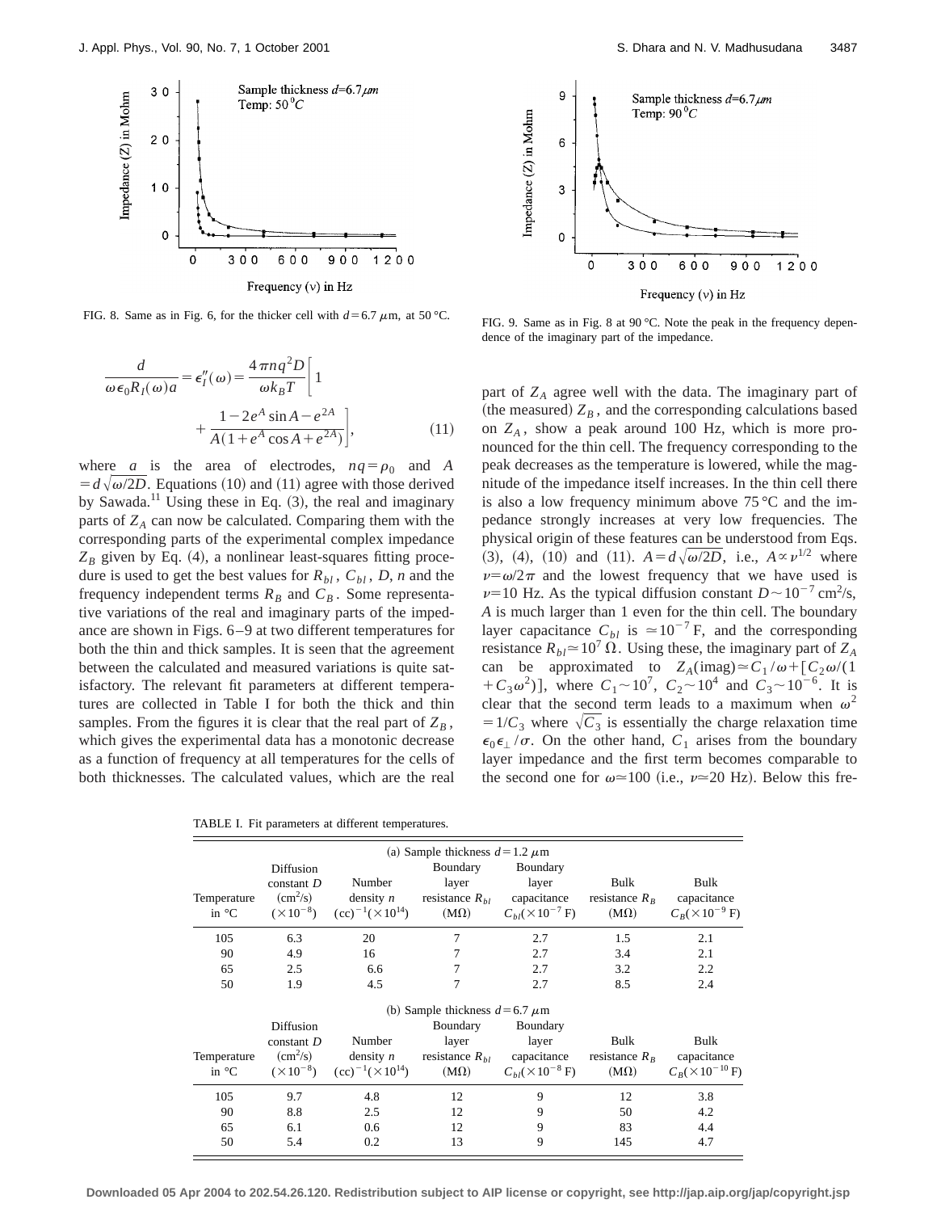FIG. 8. Same as in Fig. 6, for the thicker cell with $d=6.7\ \mu$m, at 50 °C.

FIG. 9. Same as in Fig. 8 at 90 °C. Note the peak in the frequency dependence of the imaginary part of the impedance.

$$\frac{d}{\omega \epsilon_0 R_I(\omega) a} = \epsilon_I''(\omega) = \frac{4\pi n q^2 D}{\omega k_B T}\left[1 + \frac{1-2e^A \sin A - e^{2A}}{A(1+e^A \cos A + e^{2A})}\right], \tag{11}$$

where $a$ is the area of electrodes, $nq=\rho_0$ and $A=d\sqrt{\omega/2D}$. Equations (10) and (11) agree with those derived by Sawada.[11] Using these in Eq. (3), the real and imaginary parts of $Z_A$ can now be calculated. Comparing them with the corresponding parts of the experimental complex impedance $Z_B$ given by Eq. (4), a nonlinear least-squares fitting procedure is used to get the best values for $R_{bl}$, $C_{bl}$, $D$, $n$ and the frequency independent terms $R_B$ and $C_B$. Some representative variations of the real and imaginary parts of the impedance are shown in Figs. 6–9 at two different temperatures for both the thin and thick samples. It is seen that the agreement between the calculated and measured variations is quite satisfactory. The relevant fit parameters at different temperatures are collected in Table I for both the thick and thin samples. From the figures it is clear that the real part of $Z_B$, which gives the experimental data has a monotonic decrease as a function of frequency at all temperatures for the cells of both thicknesses. The calculated values, which are the real part of $Z_A$ agree well with the data. The imaginary part of (the measured) $Z_B$, and the corresponding calculations based on $Z_A$, show a peak around 100 Hz, which is more pronounced for the thin cell. The frequency corresponding to the peak decreases as the temperature is lowered, while the magnitude of the impedance itself increases. In the thin cell there is also a low frequency minimum above 75 °C and the impedance strongly increases at very low frequencies. The physical origin of these features can be understood from Eqs. (3), (4), (10) and (11). $A=d\sqrt{\omega/2D}$, i.e., $A \propto \nu^{1/2}$ where $\nu=\omega/2\pi$ and the lowest frequency that we have used is $\nu=10$ Hz. As the typical diffusion constant $D \sim 10^{-7}\ \mathrm{cm}^2/\mathrm{s}$, $A$ is much larger than 1 even for the thin cell. The boundary layer capacitance $C_{bl}$ is $\simeq 10^{-7}$ F, and the corresponding resistance $R_{bl} \simeq 10^7\ \Omega$. Using these, the imaginary part of $Z_A$ can be approximated to $Z_A(\mathrm{imag}) \simeq C_1/\omega + [C_2\omega/(1+C_3\omega^2)]$, where $C_1 \sim 10^7$, $C_2 \sim 10^4$ and $C_3 \sim 10^{-6}$. It is clear that the second term leads to a maximum when $\omega^2 = 1/C_3$ where $\sqrt{C_3}$ is essentially the charge relaxation time $\epsilon_0 \epsilon_\perp/\sigma$. On the other hand, $C_1$ arises from the boundary layer impedance and the first term becomes comparable to the second one for $\omega \simeq 100$ (i.e., $\nu \simeq 20$ Hz). Below this fre-

TABLE I. Fit parameters at different temperatures.

(a) Sample thickness $d=1.2\ \mu$m

| Temperature in °C | Diffusion constant $D$ ($\mathrm{cm}^2$/s) ($\times 10^{-8}$) | Number density $n$ $(\mathrm{cc})^{-1}(\times 10^{14})$ | Boundary layer resistance $R_{bl}$ (MΩ) | Boundary layer capacitance $C_{bl}(\times 10^{-7}$ F) | Bulk resistance $R_B$ (MΩ) | Bulk capacitance $C_B(\times 10^{-9}$ F) |
|---|---|---|---|---|---|---|
| 105 | 6.3 | 20 | 7 | 2.7 | 1.5 | 2.1 |
| 90 | 4.9 | 16 | 7 | 2.7 | 3.4 | 2.1 |
| 65 | 2.5 | 6.6 | 7 | 2.7 | 3.2 | 2.2 |
| 50 | 1.9 | 4.5 | 7 | 2.7 | 8.5 | 2.4 |

(b) Sample thickness $d=6.7\ \mu$m

| Temperature in °C | Diffusion constant $D$ ($\mathrm{cm}^2$/s) ($\times 10^{-8}$) | Number density $n$ $(\mathrm{cc})^{-1}(\times 10^{14})$ | Boundary layer resistance $R_{bl}$ (MΩ) | Boundary layer capacitance $C_{bl}(\times 10^{-8}$ F) | Bulk resistance $R_B$ (MΩ) | Bulk capacitance $C_B(\times 10^{-10}$ F) |
|---|---|---|---|---|---|---|
| 105 | 9.7 | 4.8 | 12 | 9 | 12 | 3.8 |
| 90 | 8.8 | 2.5 | 12 | 9 | 50 | 4.2 |
| 65 | 6.1 | 0.6 | 12 | 9 | 83 | 4.4 |
| 50 | 5.4 | 0.2 | 13 | 9 | 145 | 4.7 |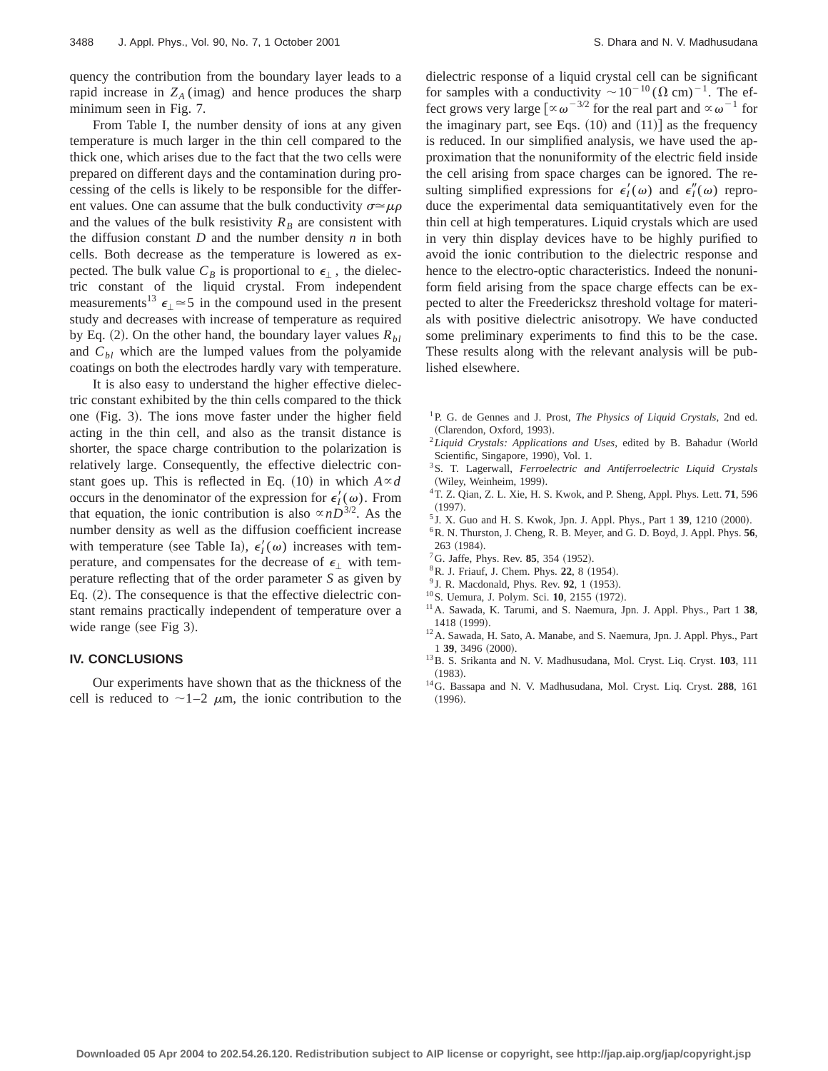quency the contribution from the boundary layer leads to a rapid increase in $Z_A$ (imag) and hence produces the sharp minimum seen in Fig. 7.

From Table I, the number density of ions at any given temperature is much larger in the thin cell compared to the thick one, which arises due to the fact that the two cells were prepared on different days and the contamination during processing of the cells is likely to be responsible for the different values. One can assume that the bulk conductivity $\sigma \simeq \mu \rho$ and the values of the bulk resistivity $R_B$ are consistent with the diffusion constant $D$ and the number density $n$ in both cells. Both decrease as the temperature is lowered as expected. The bulk value $C_B$ is proportional to $\epsilon_\perp$, the dielectric constant of the liquid crystal. From independent measurements[13] $\epsilon_\perp \simeq 5$ in the compound used in the present study and decreases with increase of temperature as required by Eq. (2). On the other hand, the boundary layer values $R_{bl}$ and $C_{bl}$ which are the lumped values from the polyamide coatings on both the electrodes hardly vary with temperature.

It is also easy to understand the higher effective dielectric constant exhibited by the thin cells compared to the thick one (Fig. 3). The ions move faster under the higher field acting in the thin cell, and also as the transit distance is shorter, the space charge contribution to the polarization is relatively large. Consequently, the effective dielectric constant goes up. This is reflected in Eq. (10) in which $A \propto d$ occurs in the denominator of the expression for $\epsilon_I'(\omega)$. From that equation, the ionic contribution is also $\propto n D^{3/2}$. As the number density as well as the diffusion coefficient increase with temperature (see Table Ia), $\epsilon_I'(\omega)$ increases with temperature, and compensates for the decrease of $\epsilon_\perp$ with temperature reflecting that of the order parameter $S$ as given by Eq. (2). The consequence is that the effective dielectric constant remains practically independent of temperature over a wide range (see Fig 3).

## IV. CONCLUSIONS

Our experiments have shown that as the thickness of the cell is reduced to $\sim$1–2 $\mu$m, the ionic contribution to the dielectric response of a liquid crystal cell can be significant for samples with a conductivity $\sim 10^{-10}\,(\Omega\,\text{cm})^{-1}$. The effect grows very large [$\propto \omega^{-3/2}$ for the real part and $\propto \omega^{-1}$ for the imaginary part, see Eqs. (10) and (11)] as the frequency is reduced. In our simplified analysis, we have used the approximation that the nonuniformity of the electric field inside the cell arising from space charges can be ignored. The resulting simplified expressions for $\epsilon_I'(\omega)$ and $\epsilon_I''(\omega)$ reproduce the experimental data semiquantitatively even for the thin cell at high temperatures. Liquid crystals which are used in very thin display devices have to be highly purified to avoid the ionic contribution to the dielectric response and hence to the electro-optic characteristics. Indeed the nonuniform field arising from the space charge effects can be expected to alter the Freedericksz threshold voltage for materials with positive dielectric anisotropy. We have conducted some preliminary experiments to find this to be the case. These results along with the relevant analysis will be published elsewhere.

[1] P. G. de Gennes and J. Prost, *The Physics of Liquid Crystals*, 2nd ed. (Clarendon, Oxford, 1993).
[2] *Liquid Crystals: Applications and Uses*, edited by B. Bahadur (World Scientific, Singapore, 1990), Vol. 1.
[3] S. T. Lagerwall, *Ferroelectric and Antiferroelectric Liquid Crystals* (Wiley, Weinheim, 1999).
[4] T. Z. Qian, Z. L. Xie, H. S. Kwok, and P. Sheng, Appl. Phys. Lett. **71**, 596 (1997).
[5] J. X. Guo and H. S. Kwok, Jpn. J. Appl. Phys., Part 1 **39**, 1210 (2000).
[6] R. N. Thurston, J. Cheng, R. B. Meyer, and G. D. Boyd, J. Appl. Phys. **56**, 263 (1984).
[7] G. Jaffe, Phys. Rev. **85**, 354 (1952).
[8] R. J. Friauf, J. Chem. Phys. **22**, 8 (1954).
[9] J. R. Macdonald, Phys. Rev. **92**, 1 (1953).
[10] S. Uemura, J. Polym. Sci. **10**, 2155 (1972).
[11] A. Sawada, K. Tarumi, and S. Naemura, Jpn. J. Appl. Phys., Part 1 **38**, 1418 (1999).
[12] A. Sawada, H. Sato, A. Manabe, and S. Naemura, Jpn. J. Appl. Phys., Part 1 **39**, 3496 (2000).
[13] B. S. Srikanta and N. V. Madhusudana, Mol. Cryst. Liq. Cryst. **103**, 111 (1983).
[14] G. Bassapa and N. V. Madhusudana, Mol. Cryst. Liq. Cryst. **288**, 161 (1996).